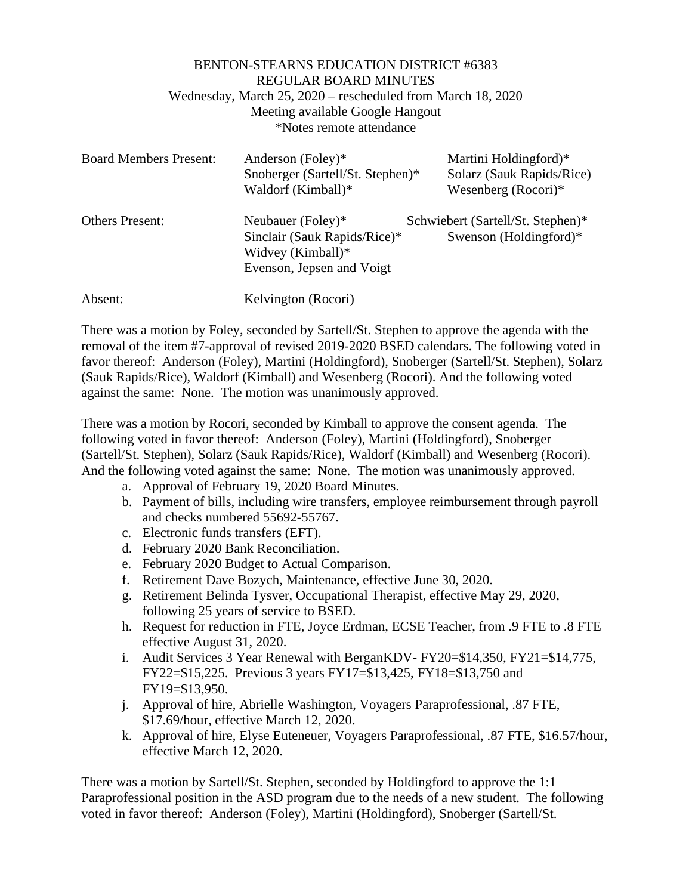BENTON-STEARNS EDUCATION DISTRICT #6383
REGULAR BOARD MINUTES
Wednesday, March 25, 2020 – rescheduled from March 18, 2020
Meeting available Google Hangout
*Notes remote attendance

| | | |
|---|---|---|
| Board Members Present: | Anderson (Foley)* | Martini Holdingford)* |
| | Snoberger (Sartell/St. Stephen)* | Solarz (Sauk Rapids/Rice) |
| | Waldorf (Kimball)* | Wesenberg (Rocori)* |
| Others Present: | Neubauer (Foley)* | Schwiebert (Sartell/St. Stephen)* |
| | Sinclair (Sauk Rapids/Rice)* | Swenson (Holdingford)* |
| | Widvey (Kimball)* | |
| | Evenson, Jepsen and Voigt | |
| Absent: | Kelvington (Rocori) | |

There was a motion by Foley, seconded by Sartell/St. Stephen to approve the agenda with the removal of the item #7-approval of revised 2019-2020 BSED calendars. The following voted in favor thereof: Anderson (Foley), Martini (Holdingford), Snoberger (Sartell/St. Stephen), Solarz (Sauk Rapids/Rice), Waldorf (Kimball) and Wesenberg (Rocori). And the following voted against the same: None. The motion was unanimously approved.

There was a motion by Rocori, seconded by Kimball to approve the consent agenda. The following voted in favor thereof: Anderson (Foley), Martini (Holdingford), Snoberger (Sartell/St. Stephen), Solarz (Sauk Rapids/Rice), Waldorf (Kimball) and Wesenberg (Rocori). And the following voted against the same: None. The motion was unanimously approved.

a. Approval of February 19, 2020 Board Minutes.
b. Payment of bills, including wire transfers, employee reimbursement through payroll and checks numbered 55692-55767.
c. Electronic funds transfers (EFT).
d. February 2020 Bank Reconciliation.
e. February 2020 Budget to Actual Comparison.
f. Retirement Dave Bozych, Maintenance, effective June 30, 2020.
g. Retirement Belinda Tysver, Occupational Therapist, effective May 29, 2020, following 25 years of service to BSED.
h. Request for reduction in FTE, Joyce Erdman, ECSE Teacher, from .9 FTE to .8 FTE effective August 31, 2020.
i. Audit Services 3 Year Renewal with BerganKDV- FY20=$14,350, FY21=$14,775, FY22=$15,225. Previous 3 years FY17=$13,425, FY18=$13,750 and FY19=$13,950.
j. Approval of hire, Abrielle Washington, Voyagers Paraprofessional, .87 FTE, $17.69/hour, effective March 12, 2020.
k. Approval of hire, Elyse Euteneuer, Voyagers Paraprofessional, .87 FTE, $16.57/hour, effective March 12, 2020.

There was a motion by Sartell/St. Stephen, seconded by Holdingford to approve the 1:1 Paraprofessional position in the ASD program due to the needs of a new student. The following voted in favor thereof: Anderson (Foley), Martini (Holdingford), Snoberger (Sartell/St.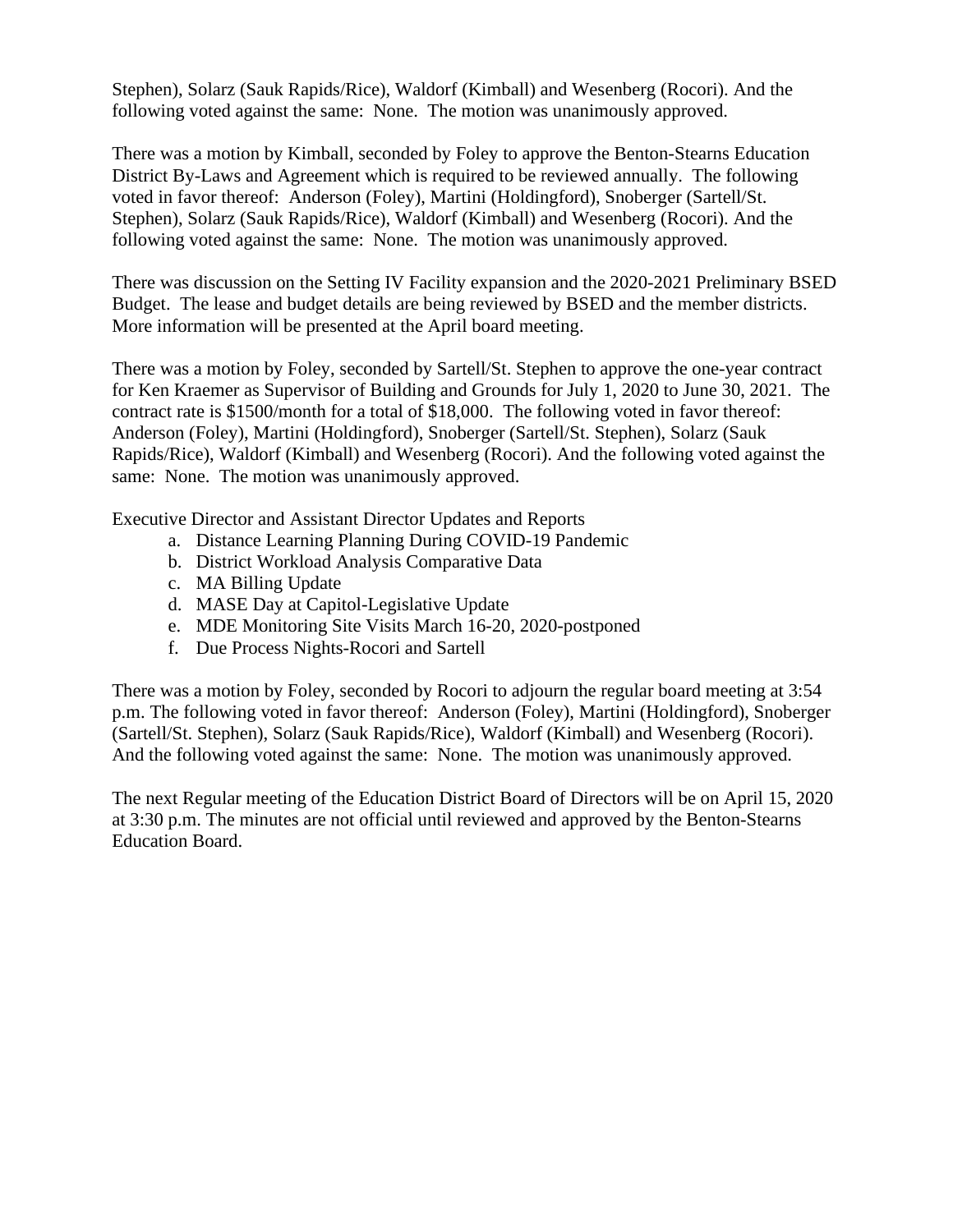Stephen), Solarz (Sauk Rapids/Rice), Waldorf (Kimball) and Wesenberg (Rocori). And the following voted against the same: None. The motion was unanimously approved.

There was a motion by Kimball, seconded by Foley to approve the Benton-Stearns Education District By-Laws and Agreement which is required to be reviewed annually. The following voted in favor thereof: Anderson (Foley), Martini (Holdingford), Snoberger (Sartell/St. Stephen), Solarz (Sauk Rapids/Rice), Waldorf (Kimball) and Wesenberg (Rocori). And the following voted against the same: None. The motion was unanimously approved.

There was discussion on the Setting IV Facility expansion and the 2020-2021 Preliminary BSED Budget. The lease and budget details are being reviewed by BSED and the member districts. More information will be presented at the April board meeting.

There was a motion by Foley, seconded by Sartell/St. Stephen to approve the one-year contract for Ken Kraemer as Supervisor of Building and Grounds for July 1, 2020 to June 30, 2021. The contract rate is $1500/month for a total of $18,000. The following voted in favor thereof: Anderson (Foley), Martini (Holdingford), Snoberger (Sartell/St. Stephen), Solarz (Sauk Rapids/Rice), Waldorf (Kimball) and Wesenberg (Rocori). And the following voted against the same: None. The motion was unanimously approved.

Executive Director and Assistant Director Updates and Reports

a. Distance Learning Planning During COVID-19 Pandemic
b. District Workload Analysis Comparative Data
c. MA Billing Update
d. MASE Day at Capitol-Legislative Update
e. MDE Monitoring Site Visits March 16-20, 2020-postponed
f. Due Process Nights-Rocori and Sartell

There was a motion by Foley, seconded by Rocori to adjourn the regular board meeting at 3:54 p.m. The following voted in favor thereof: Anderson (Foley), Martini (Holdingford), Snoberger (Sartell/St. Stephen), Solarz (Sauk Rapids/Rice), Waldorf (Kimball) and Wesenberg (Rocori). And the following voted against the same: None. The motion was unanimously approved.

The next Regular meeting of the Education District Board of Directors will be on April 15, 2020 at 3:30 p.m. The minutes are not official until reviewed and approved by the Benton-Stearns Education Board.